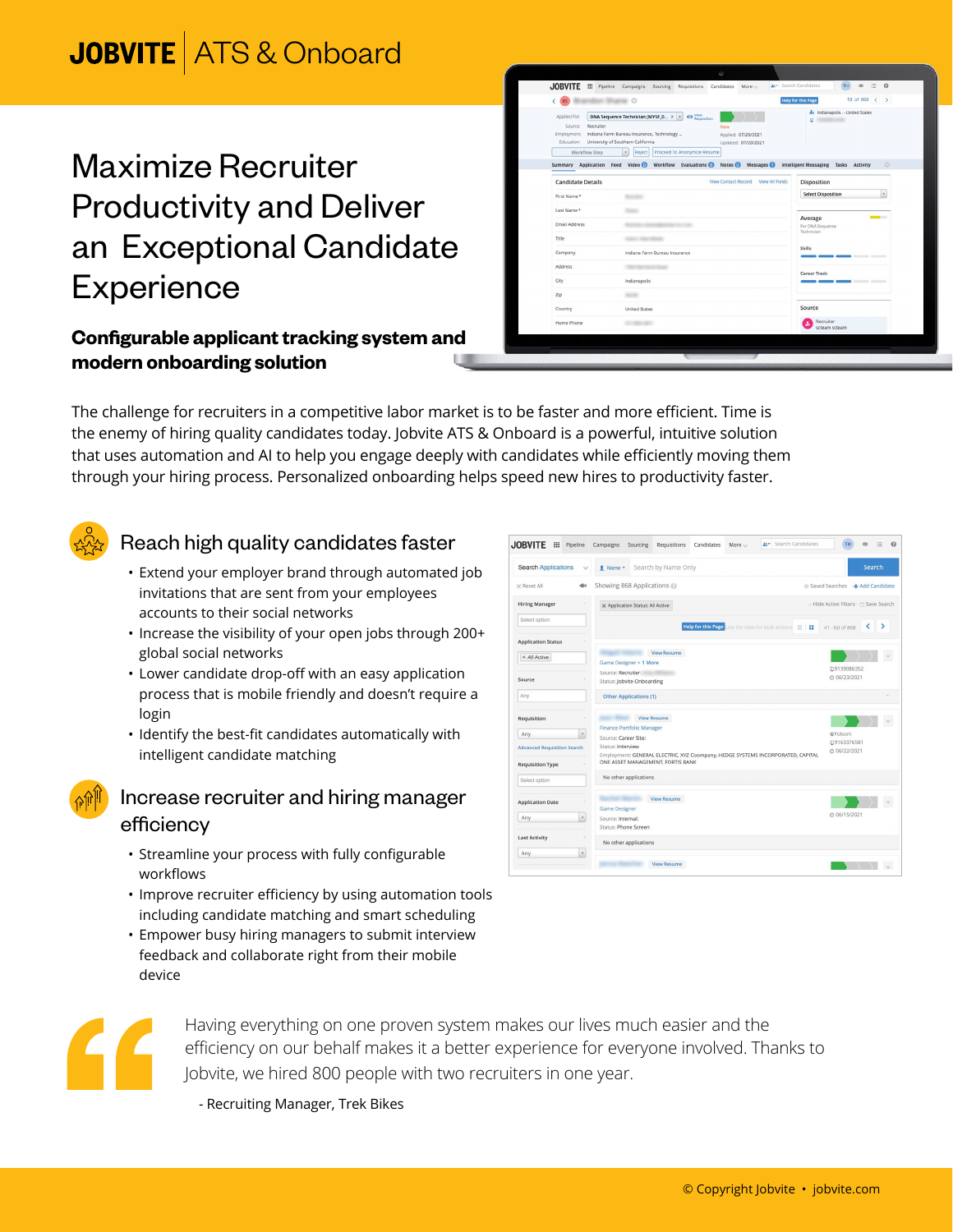**JOBVITE** | ATS & Onboard

# Maximize Recruiter Productivity and Deliver an Exceptional Candidate Experience

**Configurable applicant tracking system and modern onboarding solution**

The challenge for recruiters in a competitive labor market is to be faster and more efficient. Time is the enemy of hiring quality candidates today. Jobvite ATS & Onboard is a powerful, intuitive solution that uses automation and AI to help you engage deeply with candidates while efficiently moving them through your hiring process. Personalized onboarding helps speed new hires to productivity faster.

## Reach high quality candidates faster

- Extend your employer brand through automated job invitations that are sent from your employees accounts to their social networks
- Increase the visibility of your open jobs through 200+ global social networks
- Lower candidate drop-off with an easy application process that is mobile friendly and doesn't require a login
- Identify the best-fit candidates automatically with intelligent candidate matching

## Increase recruiter and hiring manager efficiency

- Streamline your process with fully configurable workflows
- Improve recruiter efficiency by using automation tools including candidate matching and smart scheduling
- Empower busy hiring managers to submit interview feedback and collaborate right from their mobile device

> Having everything on one proven system makes our lives much easier and the efficiency on our behalf makes it a better experience for everyone involved. Thanks to Jobvite, we hired 800 people with two recruiters in one year.
>
> \- Recruiting Manager, Trek Bikes

© Copyright Jobvite • jobvite.com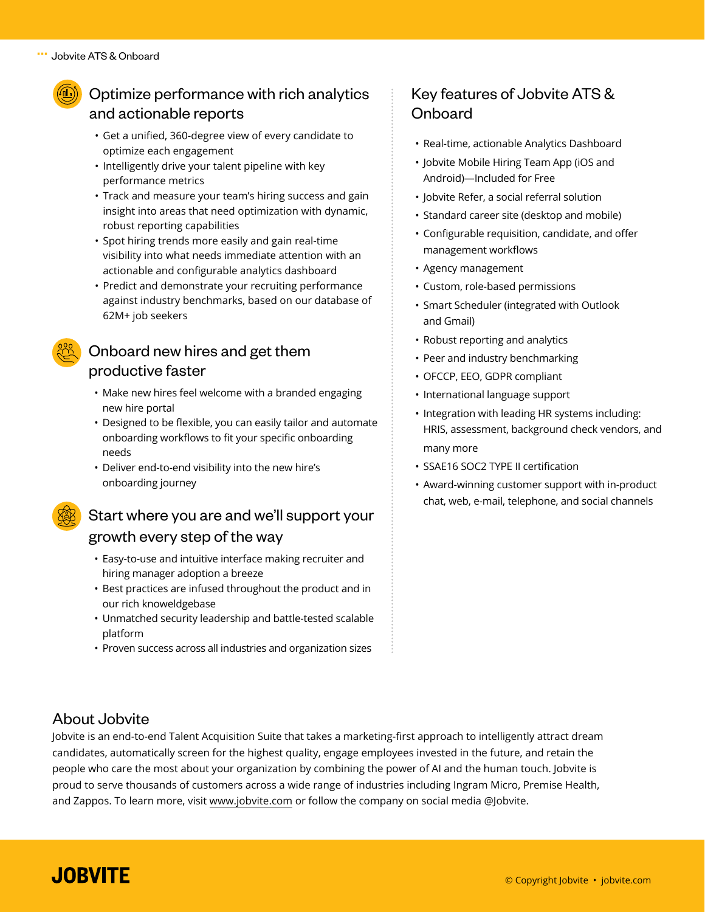## Optimize performance with rich analytics and actionable reports

- Get a unified, 360-degree view of every candidate to optimize each engagement
- Intelligently drive your talent pipeline with key performance metrics
- Track and measure your team's hiring success and gain insight into areas that need optimization with dynamic, robust reporting capabilities
- Spot hiring trends more easily and gain real-time visibility into what needs immediate attention with an actionable and configurable analytics dashboard
- Predict and demonstrate your recruiting performance against industry benchmarks, based on our database of 62M+ job seekers

## Onboard new hires and get them productive faster

- Make new hires feel welcome with a branded engaging new hire portal
- Designed to be flexible, you can easily tailor and automate onboarding workflows to fit your specific onboarding needs
- Deliver end-to-end visibility into the new hire's onboarding journey

## Start where you are and we'll support your growth every step of the way

- Easy-to-use and intuitive interface making recruiter and hiring manager adoption a breeze
- Best practices are infused throughout the product and in our rich knoweldgebase
- Unmatched security leadership and battle-tested scalable platform
- Proven success across all industries and organization sizes

## Key features of Jobvite ATS & Onboard

- Real-time, actionable Analytics Dashboard
- Jobvite Mobile Hiring Team App (iOS and Android)—Included for Free
- Jobvite Refer, a social referral solution
- Standard career site (desktop and mobile)
- Configurable requisition, candidate, and offer management workflows
- Agency management
- Custom, role-based permissions
- Smart Scheduler (integrated with Outlook and Gmail)
- Robust reporting and analytics
- Peer and industry benchmarking
- OFCCP, EEO, GDPR compliant
- International language support
- Integration with leading HR systems including: HRIS, assessment, background check vendors, and many more
- SSAE16 SOC2 TYPE II certification
- Award-winning customer support with in-product chat, web, e-mail, telephone, and social channels

## About Jobvite

Jobvite is an end-to-end Talent Acquisition Suite that takes a marketing-first approach to intelligently attract dream candidates, automatically screen for the highest quality, engage employees invested in the future, and retain the people who care the most about your organization by combining the power of AI and the human touch. Jobvite is proud to serve thousands of customers across a wide range of industries including Ingram Micro, Premise Health, and Zappos. To learn more, visit www.jobvite.com or follow the company on social media @Jobvite.

JOBVITE

© Copyright Jobvite • jobvite.com